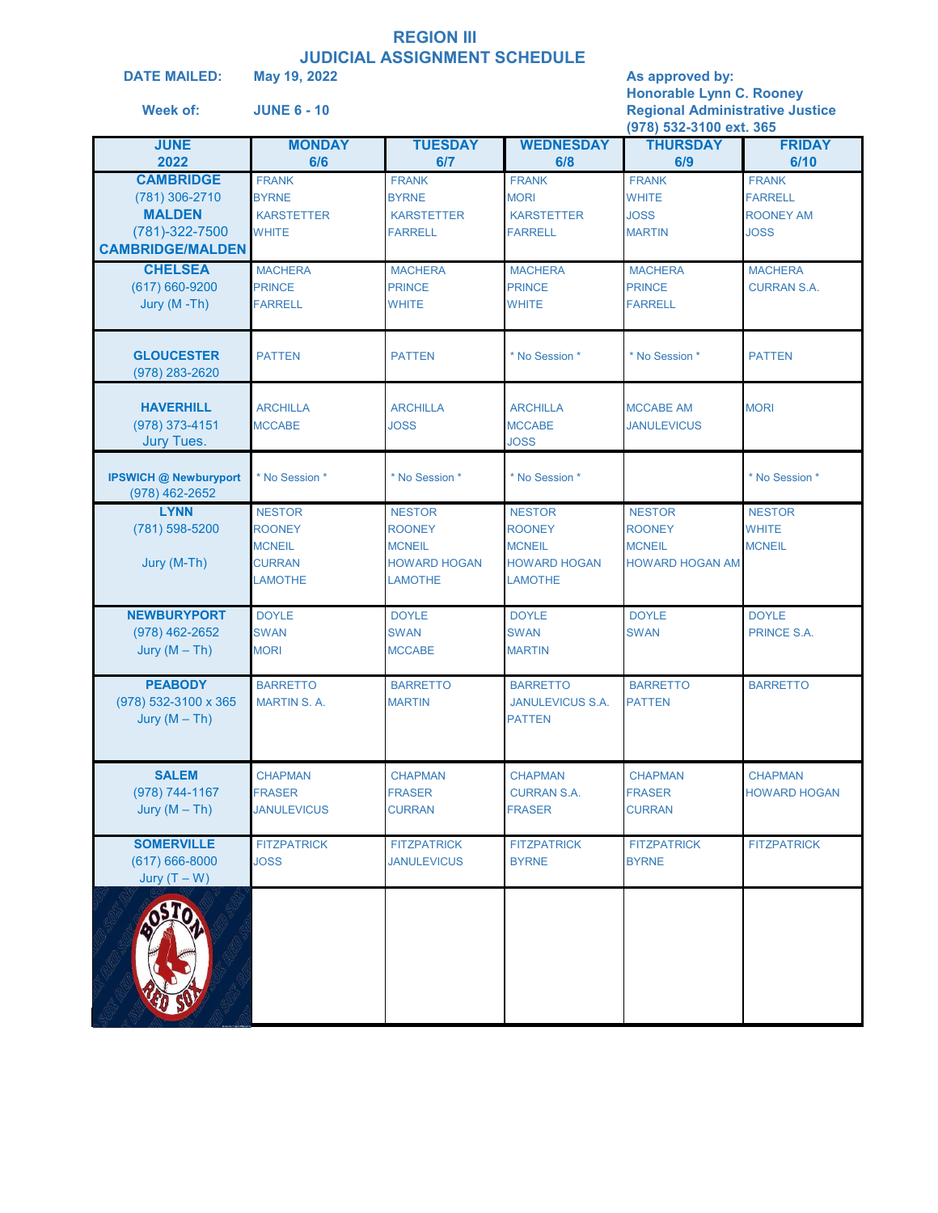# REGION III
## JUDICIAL ASSIGNMENT SCHEDULE

**DATE MAILED:** May 19, 2022

**Week of:** JUNE 6 - 10

**As approved by:**
**Honorable Lynn C. Rooney**
**Regional Administrative Justice**
**(978) 532-3100 ext. 365**

| JUNE 2022 | MONDAY 6/6 | TUESDAY 6/7 | WEDNESDAY 6/8 | THURSDAY 6/9 | FRIDAY 6/10 |
|---|---|---|---|---|---|
| **CAMBRIDGE** (781) 306-2710 **MALDEN** (781)-322-7500 **CAMBRIDGE/MALDEN** | FRANK<br>BYRNE<br>KARSTETTER<br>WHITE | FRANK<br>BYRNE<br>KARSTETTER<br>FARRELL | FRANK<br>MORI<br>KARSTETTER<br>FARRELL | FRANK<br>WHITE<br>JOSS<br>MARTIN | FRANK<br>FARRELL<br>ROONEY AM<br>JOSS |
| **CHELSEA** (617) 660-9200 Jury (M -Th) | MACHERA<br>PRINCE<br>FARRELL | MACHERA<br>PRINCE<br>WHITE | MACHERA<br>PRINCE<br>WHITE | MACHERA<br>PRINCE<br>FARRELL | MACHERA<br>CURRAN S.A. |
| **GLOUCESTER** (978) 283-2620 | PATTEN | PATTEN | * No Session * | * No Session * | PATTEN |
| **HAVERHILL** (978) 373-4151 Jury Tues. | ARCHILLA<br>MCCABE | ARCHILLA<br>JOSS | ARCHILLA<br>MCCABE<br>JOSS | MCCABE AM<br>JANULEVICUS | MORI |
| **IPSWICH @ Newburyport** (978) 462-2652 | * No Session * | * No Session * | * No Session * | | * No Session * |
| **LYNN** (781) 598-5200 Jury (M-Th) | NESTOR<br>ROONEY<br>MCNEIL<br>CURRAN<br>LAMOTHE | NESTOR<br>ROONEY<br>MCNEIL<br>HOWARD HOGAN<br>LAMOTHE | NESTOR<br>ROONEY<br>MCNEIL<br>HOWARD HOGAN<br>LAMOTHE | NESTOR<br>ROONEY<br>MCNEIL<br>HOWARD HOGAN AM | NESTOR<br>WHITE<br>MCNEIL |
| **NEWBURYPORT** (978) 462-2652 Jury (M – Th) | DOYLE<br>SWAN<br>MORI | DOYLE<br>SWAN<br>MCCABE | DOYLE<br>SWAN<br>MARTIN | DOYLE<br>SWAN | DOYLE<br>PRINCE S.A. |
| **PEABODY** (978) 532-3100 x 365 Jury (M – Th) | BARRETTO<br>MARTIN S. A. | BARRETTO<br>MARTIN | BARRETTO<br>JANULEVICUS S.A.<br>PATTEN | BARRETTO<br>PATTEN | BARRETTO |
| **SALEM** (978) 744-1167 Jury (M – Th) | CHAPMAN<br>FRASER<br>JANULEVICUS | CHAPMAN<br>FRASER<br>CURRAN | CHAPMAN<br>CURRAN S.A.<br>FRASER | CHAPMAN<br>FRASER<br>CURRAN | CHAPMAN<br>HOWARD HOGAN |
| **SOMERVILLE** (617) 666-8000 Jury (T – W) | FITZPATRICK<br>JOSS | FITZPATRICK<br>JANULEVICUS | FITZPATRICK<br>BYRNE | FITZPATRICK<br>BYRNE | FITZPATRICK |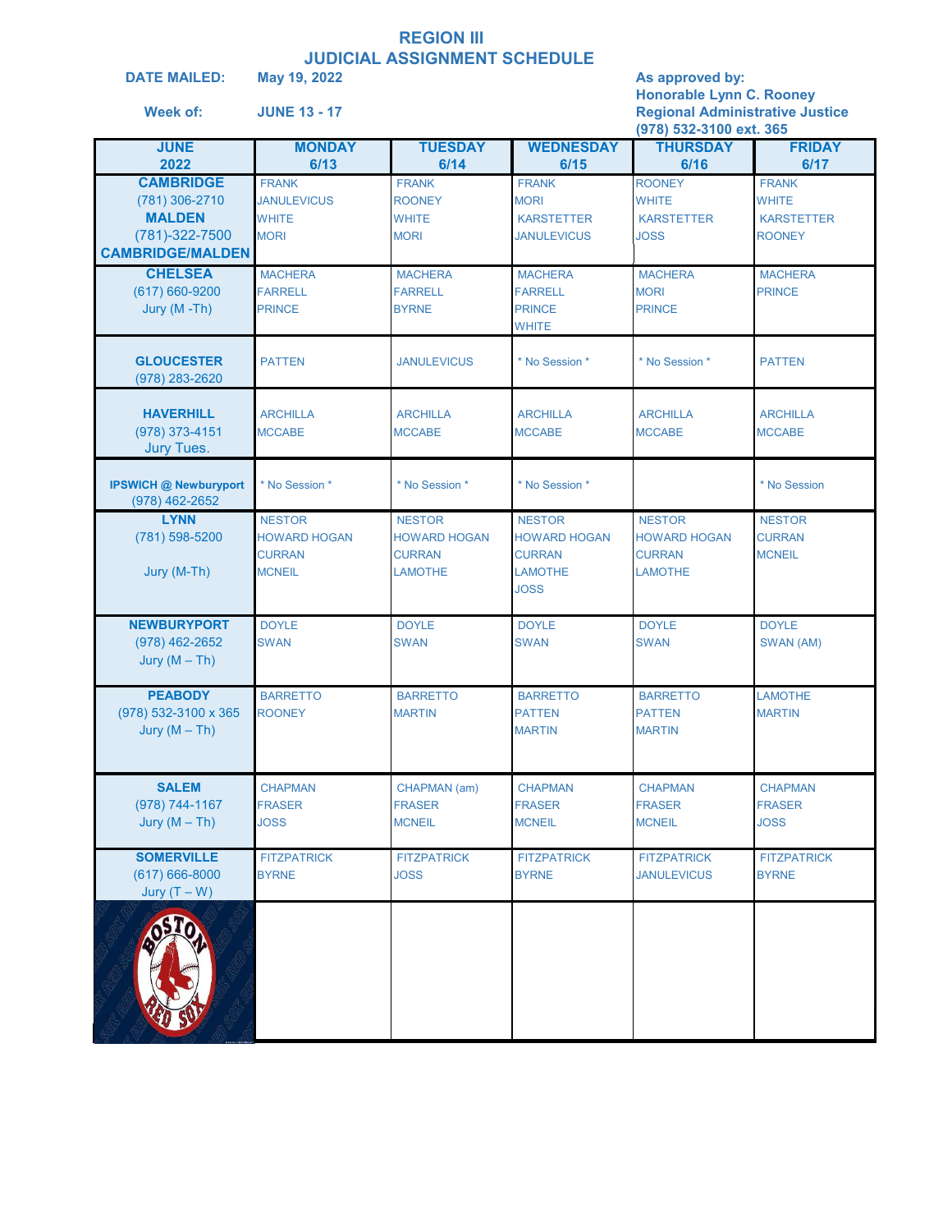# REGION III
## JUDICIAL ASSIGNMENT SCHEDULE

**DATE MAILED:** May 19, 2022

**Week of:** JUNE 13 - 17

**As approved by:**
**Honorable Lynn C. Rooney**
**Regional Administrative Justice**
**(978) 532-3100 ext. 365**

| JUNE 2022 | MONDAY 6/13 | TUESDAY 6/14 | WEDNESDAY 6/15 | THURSDAY 6/16 | FRIDAY 6/17 |
|---|---|---|---|---|---|
| **CAMBRIDGE** (781) 306-2710 **MALDEN** (781)-322-7500 **CAMBRIDGE/MALDEN** | FRANK JANULEVICUS WHITE MORI | FRANK ROONEY WHITE MORI | FRANK MORI KARSTETTER JANULEVICUS | ROONEY WHITE KARSTETTER JOSS | FRANK WHITE KARSTETTER ROONEY |
| **CHELSEA** (617) 660-9200 Jury (M -Th) | MACHERA FARRELL PRINCE | MACHERA FARRELL BYRNE | MACHERA FARRELL PRINCE WHITE | MACHERA MORI PRINCE | MACHERA PRINCE |
| **GLOUCESTER** (978) 283-2620 | PATTEN | JANULEVICUS | * No Session * | * No Session * | PATTEN |
| **HAVERHILL** (978) 373-4151 Jury Tues. | ARCHILLA MCCABE | ARCHILLA MCCABE | ARCHILLA MCCABE | ARCHILLA MCCABE | ARCHILLA MCCABE |
| **IPSWICH @ Newburyport** (978) 462-2652 | * No Session * | * No Session * | * No Session * | | * No Session |
| **LYNN** (781) 598-5200 Jury (M-Th) | NESTOR HOWARD HOGAN CURRAN MCNEIL | NESTOR HOWARD HOGAN CURRAN LAMOTHE | NESTOR HOWARD HOGAN CURRAN LAMOTHE JOSS | NESTOR HOWARD HOGAN CURRAN LAMOTHE | NESTOR CURRAN MCNEIL |
| **NEWBURYPORT** (978) 462-2652 Jury (M – Th) | DOYLE SWAN | DOYLE SWAN | DOYLE SWAN | DOYLE SWAN | DOYLE SWAN (AM) |
| **PEABODY** (978) 532-3100 x 365 Jury (M – Th) | BARRETTO ROONEY | BARRETTO MARTIN | BARRETTO PATTEN MARTIN | BARRETTO PATTEN MARTIN | LAMOTHE MARTIN |
| **SALEM** (978) 744-1167 Jury (M – Th) | CHAPMAN FRASER JOSS | CHAPMAN (am) FRASER MCNEIL | CHAPMAN FRASER MCNEIL | CHAPMAN FRASER MCNEIL | CHAPMAN FRASER JOSS |
| **SOMERVILLE** (617) 666-8000 Jury (T – W) | FITZPATRICK BYRNE | FITZPATRICK JOSS | FITZPATRICK BYRNE | FITZPATRICK JANULEVICUS | FITZPATRICK BYRNE |
| | | | | | |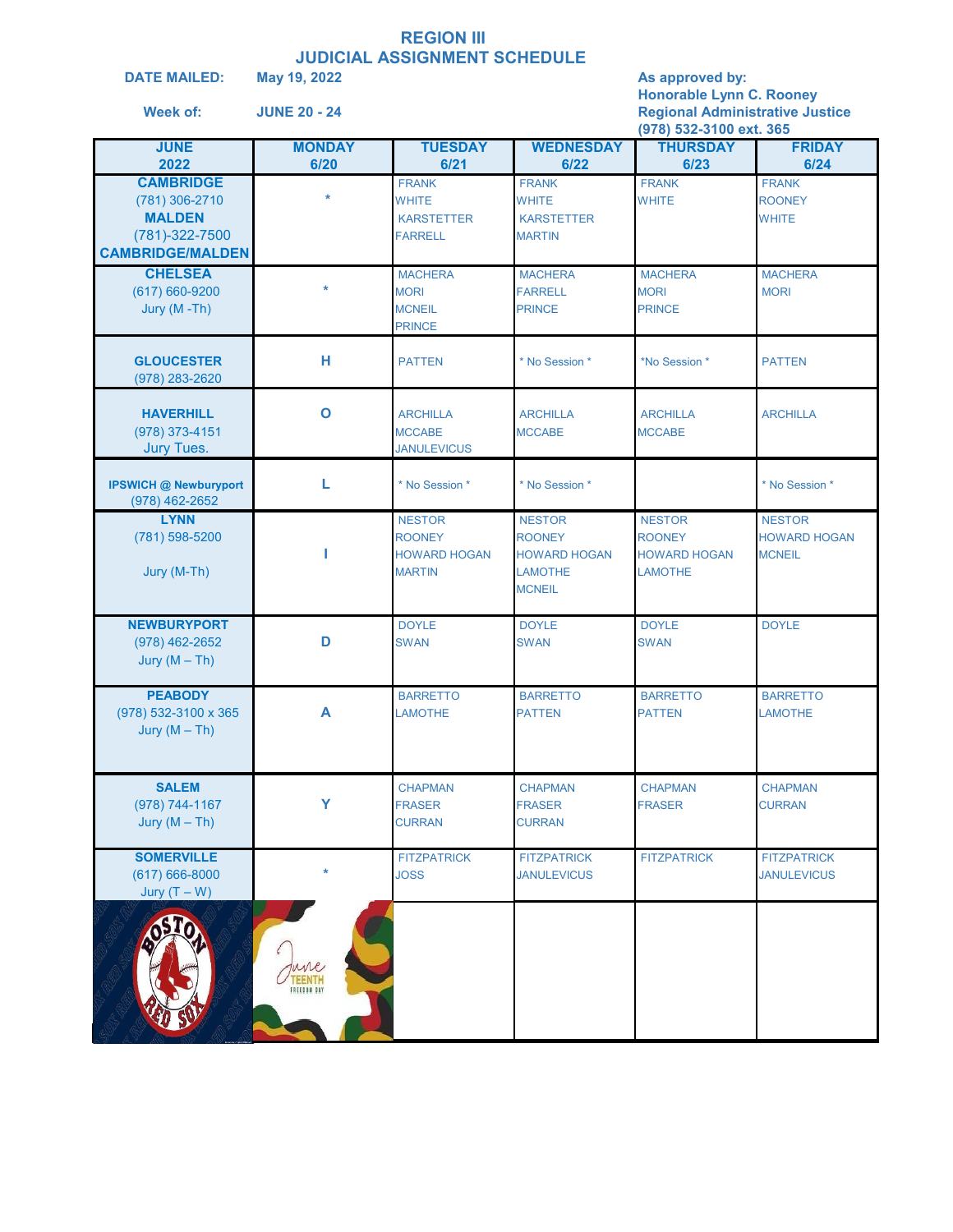# REGION III
## JUDICIAL ASSIGNMENT SCHEDULE

**DATE MAILED:** May 19, 2022

**Week of:** JUNE 20 - 24

**As approved by:**
**Honorable Lynn C. Rooney**
**Regional Administrative Justice**
**(978) 532-3100 ext. 365**

| JUNE 2022 | MONDAY 6/20 | TUESDAY 6/21 | WEDNESDAY 6/22 | THURSDAY 6/23 | FRIDAY 6/24 |
|---|---|---|---|---|---|
| **CAMBRIDGE** (781) 306-2710 **MALDEN** (781)-322-7500 **CAMBRIDGE/MALDEN** | * | FRANK<br>WHITE<br>KARSTETTER<br>FARRELL | FRANK<br>WHITE<br>KARSTETTER<br>MARTIN | FRANK<br>WHITE | FRANK<br>ROONEY<br>WHITE |
| **CHELSEA** (617) 660-9200 Jury (M -Th) | * | MACHERA<br>MORI<br>MCNEIL<br>PRINCE | MACHERA<br>FARRELL<br>PRINCE | MACHERA<br>MORI<br>PRINCE | MACHERA<br>MORI |
| **GLOUCESTER** (978) 283-2620 | H | PATTEN | * No Session * | *No Session * | PATTEN |
| **HAVERHILL** (978) 373-4151 Jury Tues. | O | ARCHILLA<br>MCCABE<br>JANULEVICUS | ARCHILLA<br>MCCABE | ARCHILLA<br>MCCABE | ARCHILLA |
| **IPSWICH @ Newburyport** (978) 462-2652 | L | * No Session * | * No Session * | | * No Session * |
| **LYNN** (781) 598-5200 Jury (M-Th) | I | NESTOR<br>ROONEY<br>HOWARD HOGAN<br>MARTIN | NESTOR<br>ROONEY<br>HOWARD HOGAN<br>LAMOTHE<br>MCNEIL | NESTOR<br>ROONEY<br>HOWARD HOGAN<br>LAMOTHE | NESTOR<br>HOWARD HOGAN<br>MCNEIL |
| **NEWBURYPORT** (978) 462-2652 Jury (M – Th) | D | DOYLE<br>SWAN | DOYLE<br>SWAN | DOYLE<br>SWAN | DOYLE |
| **PEABODY** (978) 532-3100 x 365 Jury (M – Th) | A | BARRETTO<br>LAMOTHE | BARRETTO<br>PATTEN | BARRETTO<br>PATTEN | BARRETTO<br>LAMOTHE |
| **SALEM** (978) 744-1167 Jury (M – Th) | Y | CHAPMAN<br>FRASER<br>CURRAN | CHAPMAN<br>FRASER<br>CURRAN | CHAPMAN<br>FRASER | CHAPMAN<br>CURRAN |
| **SOMERVILLE** (617) 666-8000 Jury (T – W) | * | FITZPATRICK<br>JOSS | FITZPATRICK<br>JANULEVICUS | FITZPATRICK | FITZPATRICK<br>JANULEVICUS |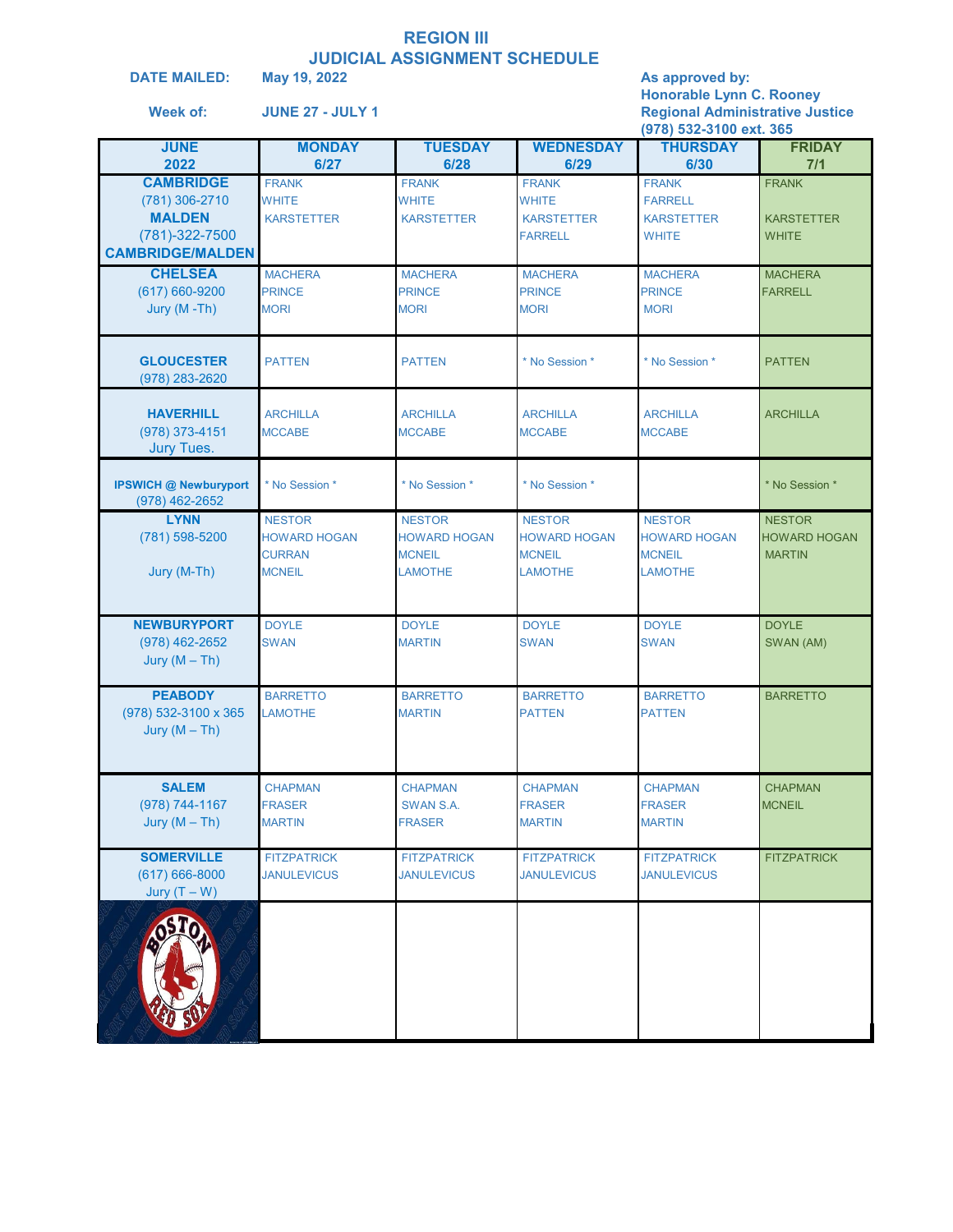# REGION III
# JUDICIAL ASSIGNMENT SCHEDULE

**DATE MAILED:** May 19, 2022

**Week of:** JUNE 27 - JULY 1

**As approved by:**
**Honorable Lynn C. Rooney**
**Regional Administrative Justice**
**(978) 532-3100 ext. 365**

| JUNE 2022 | MONDAY 6/27 | TUESDAY 6/28 | WEDNESDAY 6/29 | THURSDAY 6/30 | FRIDAY 7/1 |
|---|---|---|---|---|---|
| **CAMBRIDGE** (781) 306-2710 **MALDEN** (781)-322-7500 **CAMBRIDGE/MALDEN** | FRANK<br>WHITE<br>KARSTETTER | FRANK<br>WHITE<br>KARSTETTER | FRANK<br>WHITE<br>KARSTETTER<br>FARRELL | FRANK<br>FARRELL<br>KARSTETTER<br>WHITE | FRANK<br><br>KARSTETTER<br>WHITE |
| **CHELSEA** (617) 660-9200 Jury (M -Th) | MACHERA<br>PRINCE<br>MORI | MACHERA<br>PRINCE<br>MORI | MACHERA<br>PRINCE<br>MORI | MACHERA<br>PRINCE<br>MORI | MACHERA<br>FARRELL |
| **GLOUCESTER** (978) 283-2620 | PATTEN | PATTEN | * No Session * | * No Session * | PATTEN |
| **HAVERHILL** (978) 373-4151 Jury Tues. | ARCHILLA<br>MCCABE | ARCHILLA<br>MCCABE | ARCHILLA<br>MCCABE | ARCHILLA<br>MCCABE | ARCHILLA |
| **IPSWICH @ Newburyport** (978) 462-2652 | * No Session * | * No Session * | * No Session * | | * No Session * |
| **LYNN** (781) 598-5200 Jury (M-Th) | NESTOR<br>HOWARD HOGAN<br>CURRAN<br>MCNEIL | NESTOR<br>HOWARD HOGAN<br>MCNEIL<br>LAMOTHE | NESTOR<br>HOWARD HOGAN<br>MCNEIL<br>LAMOTHE | NESTOR<br>HOWARD HOGAN<br>MCNEIL<br>LAMOTHE | NESTOR<br>HOWARD HOGAN<br>MARTIN |
| **NEWBURYPORT** (978) 462-2652 Jury (M – Th) | DOYLE<br>SWAN | DOYLE<br>MARTIN | DOYLE<br>SWAN | DOYLE<br>SWAN | DOYLE<br>SWAN (AM) |
| **PEABODY** (978) 532-3100 x 365 Jury (M – Th) | BARRETTO<br>LAMOTHE | BARRETTO<br>MARTIN | BARRETTO<br>PATTEN | BARRETTO<br>PATTEN | BARRETTO |
| **SALEM** (978) 744-1167 Jury (M – Th) | CHAPMAN<br>FRASER<br>MARTIN | CHAPMAN<br>SWAN S.A.<br>FRASER | CHAPMAN<br>FRASER<br>MARTIN | CHAPMAN<br>FRASER<br>MARTIN | CHAPMAN<br>MCNEIL |
| **SOMERVILLE** (617) 666-8000 Jury (T – W) | FITZPATRICK<br>JANULEVICUS | FITZPATRICK<br>JANULEVICUS | FITZPATRICK<br>JANULEVICUS | FITZPATRICK<br>JANULEVICUS | FITZPATRICK |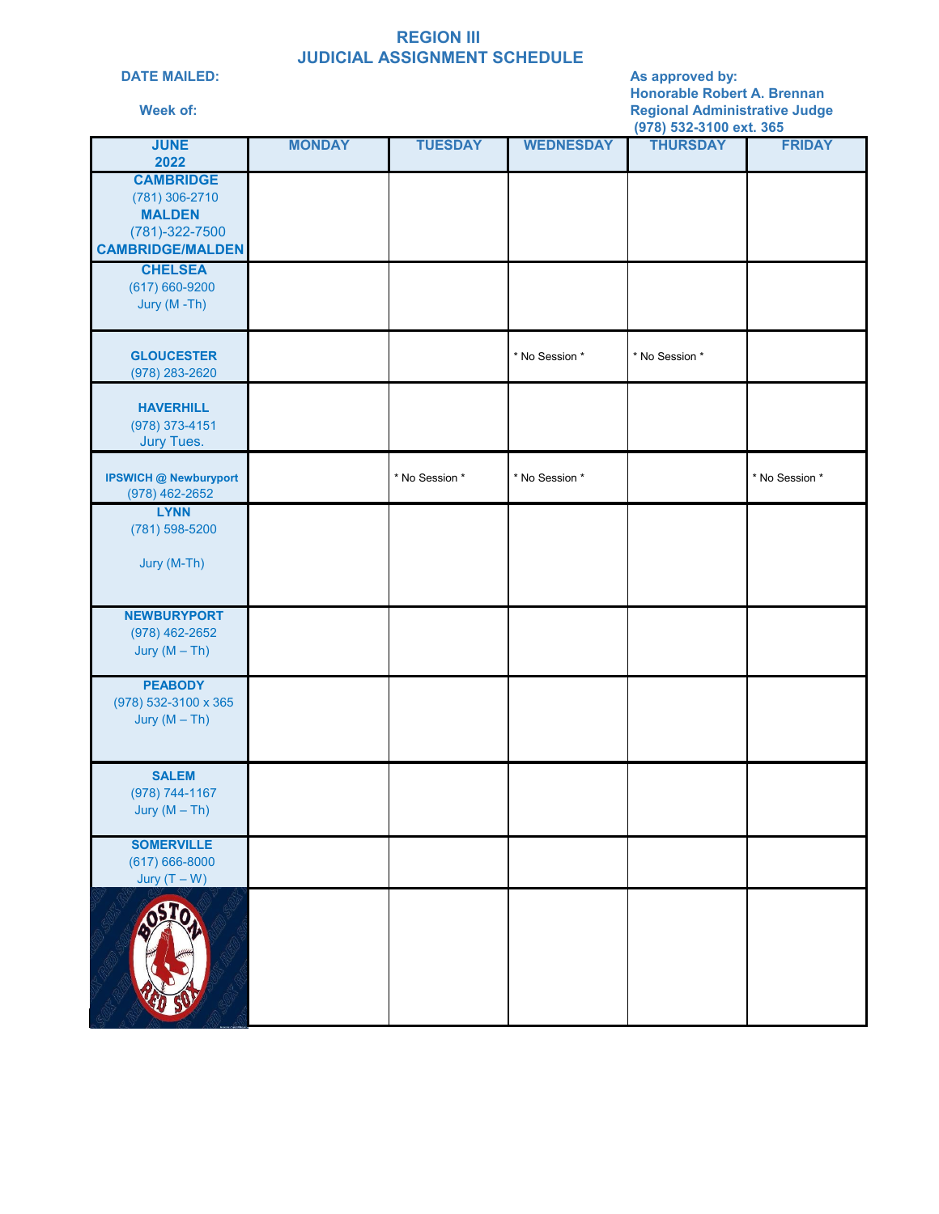## REGION III
## JUDICIAL ASSIGNMENT SCHEDULE

**DATE MAILED:**

**Week of:**

**As approved by:**
**Honorable Robert A. Brennan**
**Regional Administrative Judge**
**(978) 532-3100 ext. 365**

| JUNE 2022 | MONDAY | TUESDAY | WEDNESDAY | THURSDAY | FRIDAY |
|---|---|---|---|---|---|
| **CAMBRIDGE** (781) 306-2710 **MALDEN** (781)-322-7500 **CAMBRIDGE/MALDEN** | | | | | |
| **CHELSEA** (617) 660-9200 Jury (M -Th) | | | | | |
| **GLOUCESTER** (978) 283-2620 | | | * No Session * | * No Session * | |
| **HAVERHILL** (978) 373-4151 Jury Tues. | | | | | |
| **IPSWICH @ Newburyport** (978) 462-2652 | | * No Session * | * No Session * | | * No Session * |
| **LYNN** (781) 598-5200 Jury (M-Th) | | | | | |
| **NEWBURYPORT** (978) 462-2652 Jury (M – Th) | | | | | |
| **PEABODY** (978) 532-3100 x 365 Jury (M – Th) | | | | | |
| **SALEM** (978) 744-1167 Jury (M – Th) | | | | | |
| **SOMERVILLE** (617) 666-8000 Jury (T – W) | | | | | |
| | | | | | |